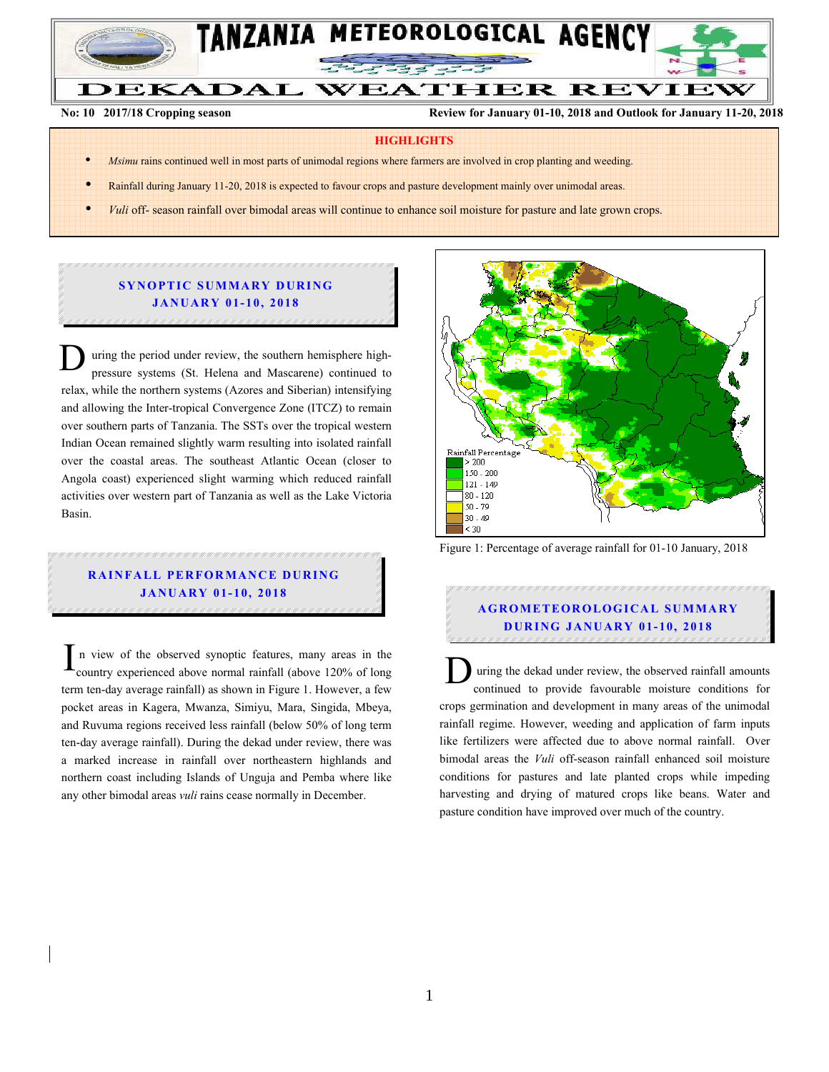# TANZANIA METEOROLOGICAL AGENCY

## DEKADAL WEATHER REVIEW

**No: 10 2017/18 Cropping season** **Review for January 01-10, 2018 and Outlook for January 11-20, 2018**

**HIGHLIGHTS**

- *Msimu* rains continued well in most parts of unimodal regions where farmers are involved in crop planting and weeding.
- Rainfall during January 11-20, 2018 is expected to favour crops and pasture development mainly over unimodal areas.
- *Vuli* off- season rainfall over bimodal areas will continue to enhance soil moisture for pasture and late grown crops.

### SYNOPTIC SUMMARY DURING JANUARY 01-10, 2018

During the period under review, the southern hemisphere high-pressure systems (St. Helena and Mascarene) continued to relax, while the northern systems (Azores and Siberian) intensifying and allowing the Inter-tropical Convergence Zone (ITCZ) to remain over southern parts of Tanzania. The SSTs over the tropical western Indian Ocean remained slightly warm resulting into isolated rainfall over the coastal areas. The southeast Atlantic Ocean (closer to Angola coast) experienced slight warming which reduced rainfall activities over western part of Tanzania as well as the Lake Victoria Basin.

### RAINFALL PERFORMANCE DURING JANUARY 01-10, 2018

In view of the observed synoptic features, many areas in the country experienced above normal rainfall (above 120% of long term ten-day average rainfall) as shown in Figure 1. However, a few pocket areas in Kagera, Mwanza, Simiyu, Mara, Singida, Mbeya, and Ruvuma regions received less rainfall (below 50% of long term ten-day average rainfall). During the dekad under review, there was a marked increase in rainfall over northeastern highlands and northern coast including Islands of Unguja and Pemba where like any other bimodal areas *vuli* rains cease normally in December.

Rainfall Percentage
- > 200
- 150 - 200
- 121 - 149
- 80 - 120
- 50 - 79
- 30 - 49
- < 30

Figure 1: Percentage of average rainfall for 01-10 January, 2018

### AGROMETEOROLOGICAL SUMMARY DURING JANUARY 01-10, 2018

During the dekad under review, the observed rainfall amounts continued to provide favourable moisture conditions for crops germination and development in many areas of the unimodal rainfall regime. However, weeding and application of farm inputs like fertilizers were affected due to above normal rainfall. Over bimodal areas the *Vuli* off-season rainfall enhanced soil moisture conditions for pastures and late planted crops while impeding harvesting and drying of matured crops like beans. Water and pasture condition have improved over much of the country.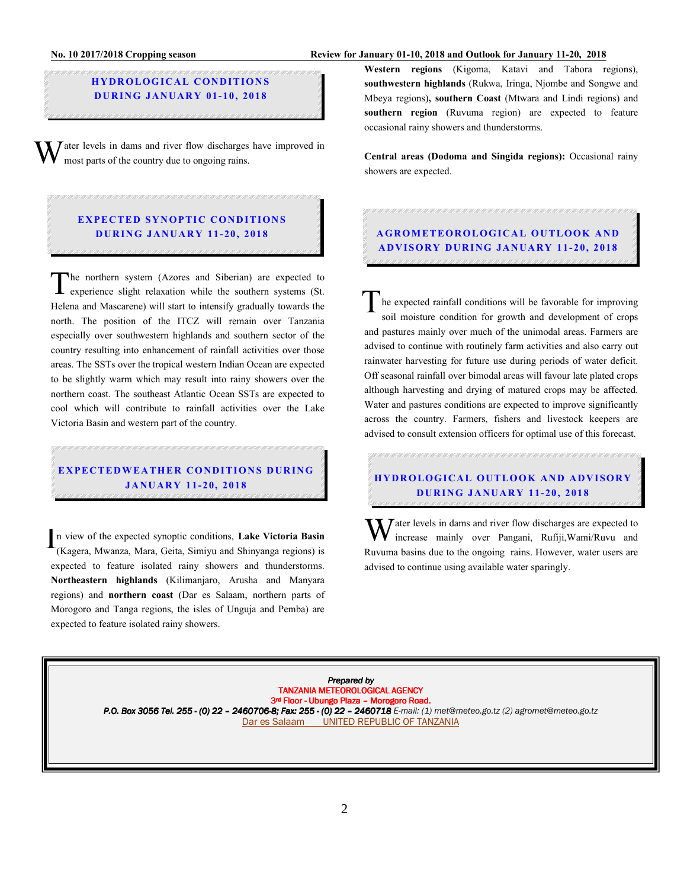## HYDROLOGICAL CONDITIONS DURING JANUARY 01-10, 2018

Water levels in dams and river flow discharges have improved in most parts of the country due to ongoing rains.

## EXPECTED SYNOPTIC CONDITIONS DURING JANUARY 11-20, 2018

The northern system (Azores and Siberian) are expected to experience slight relaxation while the southern systems (St. Helena and Mascarene) will start to intensify gradually towards the north. The position of the ITCZ will remain over Tanzania especially over southwestern highlands and southern sector of the country resulting into enhancement of rainfall activities over those areas. The SSTs over the tropical western Indian Ocean are expected to be slightly warm which may result into rainy showers over the northern coast. The southeast Atlantic Ocean SSTs are expected to cool which will contribute to rainfall activities over the Lake Victoria Basin and western part of the country.

## EXPECTEDWEATHER CONDITIONS DURING JANUARY 11-20, 2018

In view of the expected synoptic conditions, **Lake Victoria Basin** (Kagera, Mwanza, Mara, Geita, Simiyu and Shinyanga regions) is expected to feature isolated rainy showers and thunderstorms. **Northeastern highlands** (Kilimanjaro, Arusha and Manyara regions) and **northern coast** (Dar es Salaam, northern parts of Morogoro and Tanga regions, the isles of Unguja and Pemba) are expected to feature isolated rainy showers.

**Western regions** (Kigoma, Katavi and Tabora regions), **southwestern highlands** (Rukwa, Iringa, Njombe and Songwe and Mbeya regions)**, southern Coast** (Mtwara and Lindi regions) and **southern region** (Ruvuma region) are expected to feature occasional rainy showers and thunderstorms.

**Central areas (Dodoma and Singida regions):** Occasional rainy showers are expected.

## AGROMETEOROLOGICAL OUTLOOK AND ADVISORY DURING JANUARY 11-20, 2018

The expected rainfall conditions will be favorable for improving soil moisture condition for growth and development of crops and pastures mainly over much of the unimodal areas. Farmers are advised to continue with routinely farm activities and also carry out rainwater harvesting for future use during periods of water deficit. Off seasonal rainfall over bimodal areas will favour late plated crops although harvesting and drying of matured crops may be affected. Water and pastures conditions are expected to improve significantly across the country. Farmers, fishers and livestock keepers are advised to consult extension officers for optimal use of this forecast.

## HYDROLOGICAL OUTLOOK AND ADVISORY DURING JANUARY 11-20, 2018

Water levels in dams and river flow discharges are expected to increase mainly over Pangani, Rufiji,Wami/Ruvu and Ruvuma basins due to the ongoing rains. However, water users are advised to continue using available water sparingly.

*Prepared by*
TANZANIA METEOROLOGICAL AGENCY
3rd Floor - Ubungo Plaza – Morogoro Road.
*P.O. Box 3056 Tel. 255 - (0) 22 – 2460706-8; Fax: 255 - (0) 22 – 2460718 E-mail: (1) met@meteo.go.tz (2) agromet@meteo.go.tz*
Dar es Salaam UNITED REPUBLIC OF TANZANIA